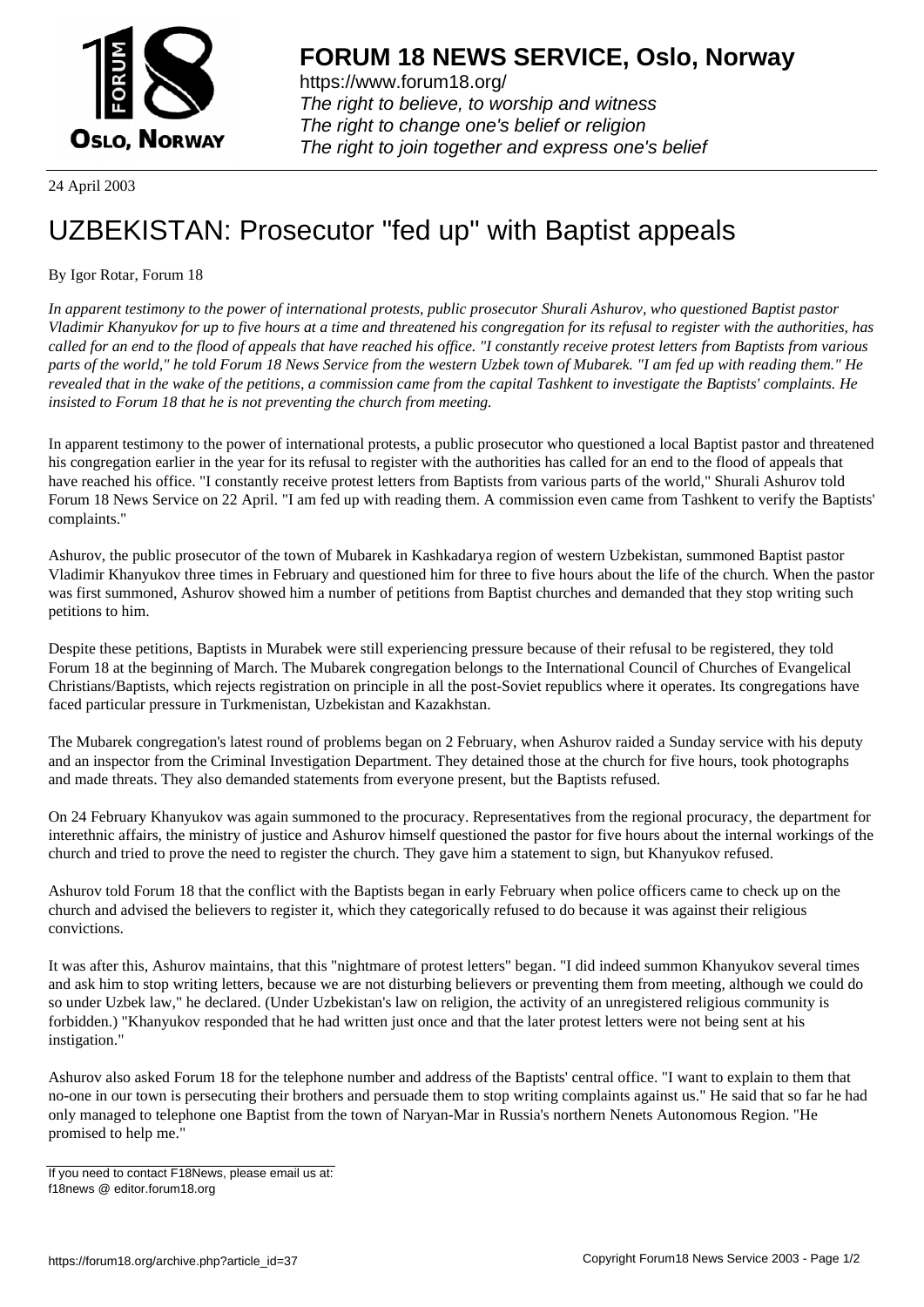# FORUM 18 NEWS SERVICE, Oslo, Norway

https://www.forum18.org/
*The right to believe, to worship and witness*
*The right to change one's belief or religion*
*The right to join together and express one's belief*

24 April 2003

# UZBEKISTAN: Prosecutor "fed up" with Baptist appeals

By Igor Rotar, Forum 18

*In apparent testimony to the power of international protests, public prosecutor Shurali Ashurov, who questioned Baptist pastor Vladimir Khanyukov for up to five hours at a time and threatened his congregation for its refusal to register with the authorities, has called for an end to the flood of appeals that have reached his office. "I constantly receive protest letters from Baptists from various parts of the world," he told Forum 18 News Service from the western Uzbek town of Mubarek. "I am fed up with reading them." He revealed that in the wake of the petitions, a commission came from the capital Tashkent to investigate the Baptists' complaints. He insisted to Forum 18 that he is not preventing the church from meeting.*

In apparent testimony to the power of international protests, a public prosecutor who questioned a local Baptist pastor and threatened his congregation earlier in the year for its refusal to register with the authorities has called for an end to the flood of appeals that have reached his office. "I constantly receive protest letters from Baptists from various parts of the world," Shurali Ashurov told Forum 18 News Service on 22 April. "I am fed up with reading them. A commission even came from Tashkent to verify the Baptists' complaints."

Ashurov, the public prosecutor of the town of Mubarek in Kashkadarya region of western Uzbekistan, summoned Baptist pastor Vladimir Khanyukov three times in February and questioned him for three to five hours about the life of the church. When the pastor was first summoned, Ashurov showed him a number of petitions from Baptist churches and demanded that they stop writing such petitions to him.

Despite these petitions, Baptists in Murabek were still experiencing pressure because of their refusal to be registered, they told Forum 18 at the beginning of March. The Mubarek congregation belongs to the International Council of Churches of Evangelical Christians/Baptists, which rejects registration on principle in all the post-Soviet republics where it operates. Its congregations have faced particular pressure in Turkmenistan, Uzbekistan and Kazakhstan.

The Mubarek congregation's latest round of problems began on 2 February, when Ashurov raided a Sunday service with his deputy and an inspector from the Criminal Investigation Department. They detained those at the church for five hours, took photographs and made threats. They also demanded statements from everyone present, but the Baptists refused.

On 24 February Khanyukov was again summoned to the procuracy. Representatives from the regional procuracy, the department for interethnic affairs, the ministry of justice and Ashurov himself questioned the pastor for five hours about the internal workings of the church and tried to prove the need to register the church. They gave him a statement to sign, but Khanyukov refused.

Ashurov told Forum 18 that the conflict with the Baptists began in early February when police officers came to check up on the church and advised the believers to register it, which they categorically refused to do because it was against their religious convictions.

It was after this, Ashurov maintains, that this "nightmare of protest letters" began. "I did indeed summon Khanyukov several times and ask him to stop writing letters, because we are not disturbing believers or preventing them from meeting, although we could do so under Uzbek law," he declared. (Under Uzbekistan's law on religion, the activity of an unregistered religious community is forbidden.) "Khanyukov responded that he had written just once and that the later protest letters were not being sent at his instigation."

Ashurov also asked Forum 18 for the telephone number and address of the Baptists' central office. "I want to explain to them that no-one in our town is persecuting their brothers and persuade them to stop writing complaints against us." He said that so far he had only managed to telephone one Baptist from the town of Naryan-Mar in Russia's northern Nenets Autonomous Region. "He promised to help me."

If you need to contact F18News, please email us at:
f18news @ editor.forum18.org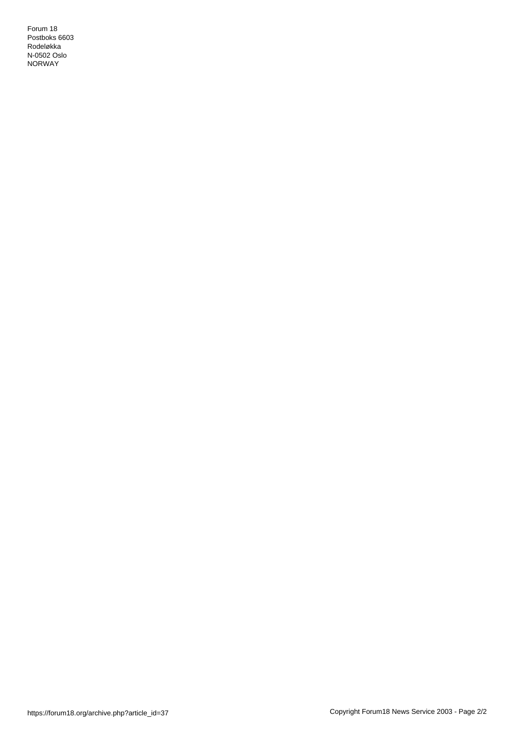Forum 18
Postboks 6603
Rodeløkka
N-0502 Oslo
NORWAY